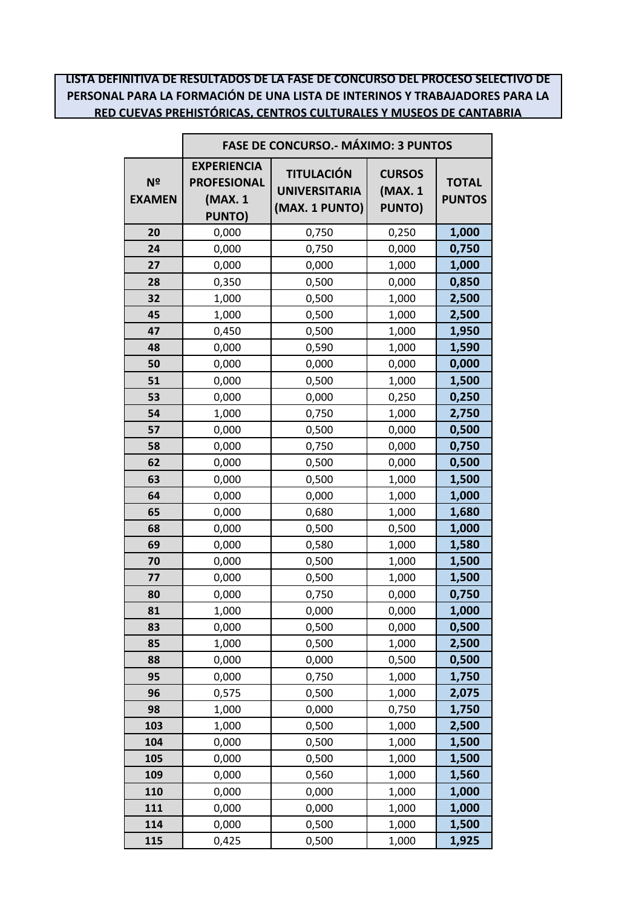**LISTA DEFINITIVA DE RESULTADOS DE LA FASE DE CONCURSO DEL PROCESO SELECTIVO DE PERSONAL PARA LA FORMACIÓN DE UNA LISTA DE INTERINOS Y TRABAJADORES PARA LA RED CUEVAS PREHISTÓRICAS, CENTROS CULTURALES Y MUSEOS DE CANTABRIA**

| | FASE DE CONCURSO.- MÁXIMO: 3 PUNTOS | | | |
|---|---|---|---|---|
| **Nº EXAMEN** | **EXPERIENCIA PROFESIONAL (MAX. 1 PUNTO)** | **TITULACIÓN UNIVERSITARIA (MAX. 1 PUNTO)** | **CURSOS (MAX. 1 PUNTO)** | **TOTAL PUNTOS** |
| **20** | 0,000 | 0,750 | 0,250 | **1,000** |
| **24** | 0,000 | 0,750 | 0,000 | **0,750** |
| **27** | 0,000 | 0,000 | 1,000 | **1,000** |
| **28** | 0,350 | 0,500 | 0,000 | **0,850** |
| **32** | 1,000 | 0,500 | 1,000 | **2,500** |
| **45** | 1,000 | 0,500 | 1,000 | **2,500** |
| **47** | 0,450 | 0,500 | 1,000 | **1,950** |
| **48** | 0,000 | 0,590 | 1,000 | **1,590** |
| **50** | 0,000 | 0,000 | 0,000 | **0,000** |
| **51** | 0,000 | 0,500 | 1,000 | **1,500** |
| **53** | 0,000 | 0,000 | 0,250 | **0,250** |
| **54** | 1,000 | 0,750 | 1,000 | **2,750** |
| **57** | 0,000 | 0,500 | 0,000 | **0,500** |
| **58** | 0,000 | 0,750 | 0,000 | **0,750** |
| **62** | 0,000 | 0,500 | 0,000 | **0,500** |
| **63** | 0,000 | 0,500 | 1,000 | **1,500** |
| **64** | 0,000 | 0,000 | 1,000 | **1,000** |
| **65** | 0,000 | 0,680 | 1,000 | **1,680** |
| **68** | 0,000 | 0,500 | 0,500 | **1,000** |
| **69** | 0,000 | 0,580 | 1,000 | **1,580** |
| **70** | 0,000 | 0,500 | 1,000 | **1,500** |
| **77** | 0,000 | 0,500 | 1,000 | **1,500** |
| **80** | 0,000 | 0,750 | 0,000 | **0,750** |
| **81** | 1,000 | 0,000 | 0,000 | **1,000** |
| **83** | 0,000 | 0,500 | 0,000 | **0,500** |
| **85** | 1,000 | 0,500 | 1,000 | **2,500** |
| **88** | 0,000 | 0,000 | 0,500 | **0,500** |
| **95** | 0,000 | 0,750 | 1,000 | **1,750** |
| **96** | 0,575 | 0,500 | 1,000 | **2,075** |
| **98** | 1,000 | 0,000 | 0,750 | **1,750** |
| **103** | 1,000 | 0,500 | 1,000 | **2,500** |
| **104** | 0,000 | 0,500 | 1,000 | **1,500** |
| **105** | 0,000 | 0,500 | 1,000 | **1,500** |
| **109** | 0,000 | 0,560 | 1,000 | **1,560** |
| **110** | 0,000 | 0,000 | 1,000 | **1,000** |
| **111** | 0,000 | 0,000 | 1,000 | **1,000** |
| **114** | 0,000 | 0,500 | 1,000 | **1,500** |
| **115** | 0,425 | 0,500 | 1,000 | **1,925** |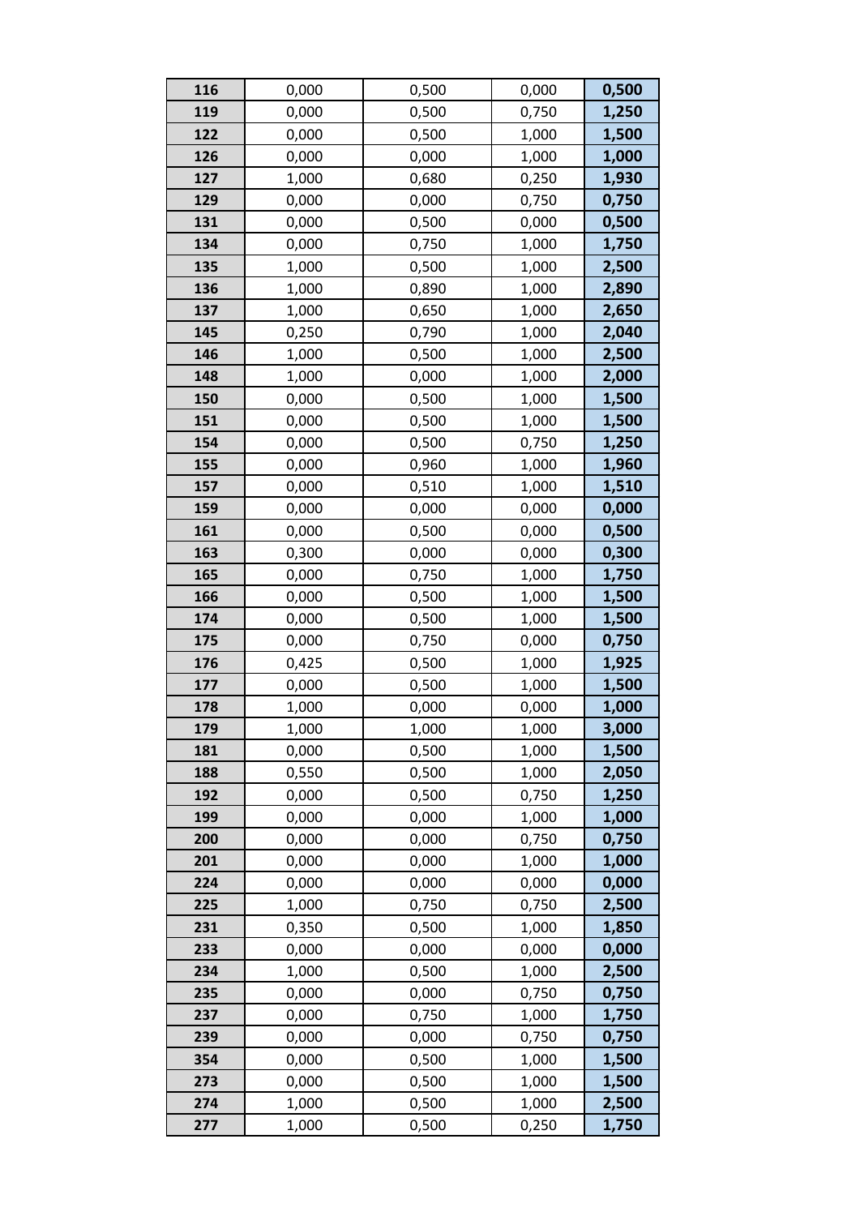| | | | | |
|---|---|---|---|---|
| **116** | 0,000 | 0,500 | 0,000 | **0,500** |
| **119** | 0,000 | 0,500 | 0,750 | **1,250** |
| **122** | 0,000 | 0,500 | 1,000 | **1,500** |
| **126** | 0,000 | 0,000 | 1,000 | **1,000** |
| **127** | 1,000 | 0,680 | 0,250 | **1,930** |
| **129** | 0,000 | 0,000 | 0,750 | **0,750** |
| **131** | 0,000 | 0,500 | 0,000 | **0,500** |
| **134** | 0,000 | 0,750 | 1,000 | **1,750** |
| **135** | 1,000 | 0,500 | 1,000 | **2,500** |
| **136** | 1,000 | 0,890 | 1,000 | **2,890** |
| **137** | 1,000 | 0,650 | 1,000 | **2,650** |
| **145** | 0,250 | 0,790 | 1,000 | **2,040** |
| **146** | 1,000 | 0,500 | 1,000 | **2,500** |
| **148** | 1,000 | 0,000 | 1,000 | **2,000** |
| **150** | 0,000 | 0,500 | 1,000 | **1,500** |
| **151** | 0,000 | 0,500 | 1,000 | **1,500** |
| **154** | 0,000 | 0,500 | 0,750 | **1,250** |
| **155** | 0,000 | 0,960 | 1,000 | **1,960** |
| **157** | 0,000 | 0,510 | 1,000 | **1,510** |
| **159** | 0,000 | 0,000 | 0,000 | **0,000** |
| **161** | 0,000 | 0,500 | 0,000 | **0,500** |
| **163** | 0,300 | 0,000 | 0,000 | **0,300** |
| **165** | 0,000 | 0,750 | 1,000 | **1,750** |
| **166** | 0,000 | 0,500 | 1,000 | **1,500** |
| **174** | 0,000 | 0,500 | 1,000 | **1,500** |
| **175** | 0,000 | 0,750 | 0,000 | **0,750** |
| **176** | 0,425 | 0,500 | 1,000 | **1,925** |
| **177** | 0,000 | 0,500 | 1,000 | **1,500** |
| **178** | 1,000 | 0,000 | 0,000 | **1,000** |
| **179** | 1,000 | 1,000 | 1,000 | **3,000** |
| **181** | 0,000 | 0,500 | 1,000 | **1,500** |
| **188** | 0,550 | 0,500 | 1,000 | **2,050** |
| **192** | 0,000 | 0,500 | 0,750 | **1,250** |
| **199** | 0,000 | 0,000 | 1,000 | **1,000** |
| **200** | 0,000 | 0,000 | 0,750 | **0,750** |
| **201** | 0,000 | 0,000 | 1,000 | **1,000** |
| **224** | 0,000 | 0,000 | 0,000 | **0,000** |
| **225** | 1,000 | 0,750 | 0,750 | **2,500** |
| **231** | 0,350 | 0,500 | 1,000 | **1,850** |
| **233** | 0,000 | 0,000 | 0,000 | **0,000** |
| **234** | 1,000 | 0,500 | 1,000 | **2,500** |
| **235** | 0,000 | 0,000 | 0,750 | **0,750** |
| **237** | 0,000 | 0,750 | 1,000 | **1,750** |
| **239** | 0,000 | 0,000 | 0,750 | **0,750** |
| **354** | 0,000 | 0,500 | 1,000 | **1,500** |
| **273** | 0,000 | 0,500 | 1,000 | **1,500** |
| **274** | 1,000 | 0,500 | 1,000 | **2,500** |
| **277** | 1,000 | 0,500 | 0,250 | **1,750** |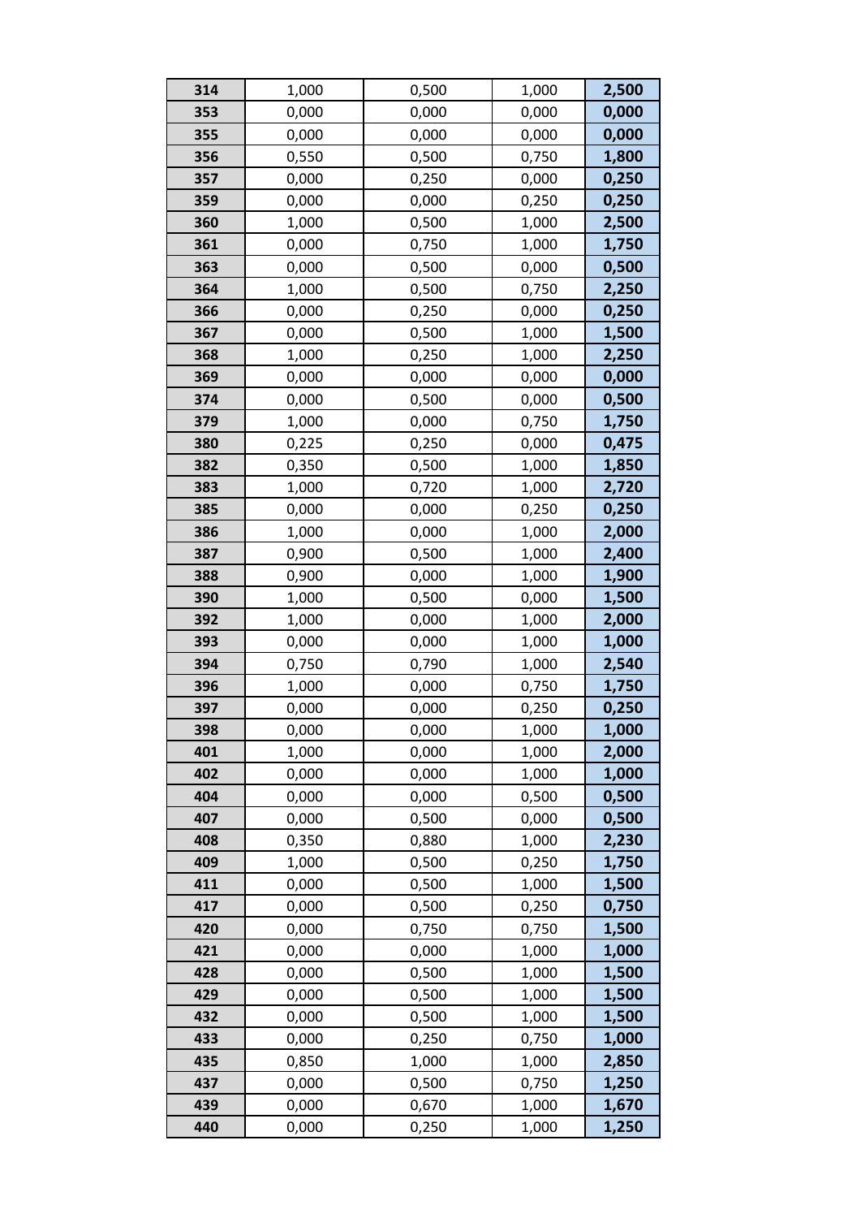| 314 | 1,000 | 0,500 | 1,000 | **2,500** |
|---|---|---|---|---|
| 353 | 0,000 | 0,000 | 0,000 | **0,000** |
| 355 | 0,000 | 0,000 | 0,000 | **0,000** |
| 356 | 0,550 | 0,500 | 0,750 | **1,800** |
| 357 | 0,000 | 0,250 | 0,000 | **0,250** |
| 359 | 0,000 | 0,000 | 0,250 | **0,250** |
| 360 | 1,000 | 0,500 | 1,000 | **2,500** |
| 361 | 0,000 | 0,750 | 1,000 | **1,750** |
| 363 | 0,000 | 0,500 | 0,000 | **0,500** |
| 364 | 1,000 | 0,500 | 0,750 | **2,250** |
| 366 | 0,000 | 0,250 | 0,000 | **0,250** |
| 367 | 0,000 | 0,500 | 1,000 | **1,500** |
| 368 | 1,000 | 0,250 | 1,000 | **2,250** |
| 369 | 0,000 | 0,000 | 0,000 | **0,000** |
| 374 | 0,000 | 0,500 | 0,000 | **0,500** |
| 379 | 1,000 | 0,000 | 0,750 | **1,750** |
| 380 | 0,225 | 0,250 | 0,000 | **0,475** |
| 382 | 0,350 | 0,500 | 1,000 | **1,850** |
| 383 | 1,000 | 0,720 | 1,000 | **2,720** |
| 385 | 0,000 | 0,000 | 0,250 | **0,250** |
| 386 | 1,000 | 0,000 | 1,000 | **2,000** |
| 387 | 0,900 | 0,500 | 1,000 | **2,400** |
| 388 | 0,900 | 0,000 | 1,000 | **1,900** |
| 390 | 1,000 | 0,500 | 0,000 | **1,500** |
| 392 | 1,000 | 0,000 | 1,000 | **2,000** |
| 393 | 0,000 | 0,000 | 1,000 | **1,000** |
| 394 | 0,750 | 0,790 | 1,000 | **2,540** |
| 396 | 1,000 | 0,000 | 0,750 | **1,750** |
| 397 | 0,000 | 0,000 | 0,250 | **0,250** |
| 398 | 0,000 | 0,000 | 1,000 | **1,000** |
| 401 | 1,000 | 0,000 | 1,000 | **2,000** |
| 402 | 0,000 | 0,000 | 1,000 | **1,000** |
| 404 | 0,000 | 0,000 | 0,500 | **0,500** |
| 407 | 0,000 | 0,500 | 0,000 | **0,500** |
| 408 | 0,350 | 0,880 | 1,000 | **2,230** |
| 409 | 1,000 | 0,500 | 0,250 | **1,750** |
| 411 | 0,000 | 0,500 | 1,000 | **1,500** |
| 417 | 0,000 | 0,500 | 0,250 | **0,750** |
| 420 | 0,000 | 0,750 | 0,750 | **1,500** |
| 421 | 0,000 | 0,000 | 1,000 | **1,000** |
| 428 | 0,000 | 0,500 | 1,000 | **1,500** |
| 429 | 0,000 | 0,500 | 1,000 | **1,500** |
| 432 | 0,000 | 0,500 | 1,000 | **1,500** |
| 433 | 0,000 | 0,250 | 0,750 | **1,000** |
| 435 | 0,850 | 1,000 | 1,000 | **2,850** |
| 437 | 0,000 | 0,500 | 0,750 | **1,250** |
| 439 | 0,000 | 0,670 | 1,000 | **1,670** |
| 440 | 0,000 | 0,250 | 1,000 | **1,250** |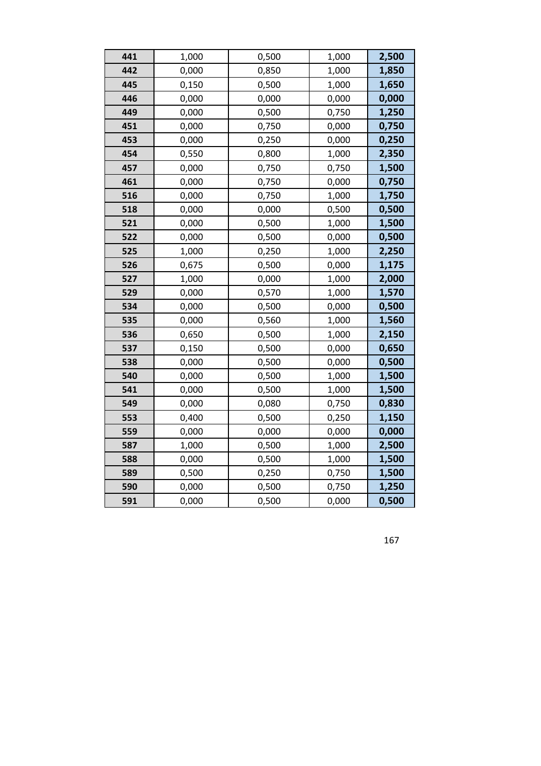| | | | | |
|---|---|---|---|---|
| **441** | 1,000 | 0,500 | 1,000 | **2,500** |
| **442** | 0,000 | 0,850 | 1,000 | **1,850** |
| **445** | 0,150 | 0,500 | 1,000 | **1,650** |
| **446** | 0,000 | 0,000 | 0,000 | **0,000** |
| **449** | 0,000 | 0,500 | 0,750 | **1,250** |
| **451** | 0,000 | 0,750 | 0,000 | **0,750** |
| **453** | 0,000 | 0,250 | 0,000 | **0,250** |
| **454** | 0,550 | 0,800 | 1,000 | **2,350** |
| **457** | 0,000 | 0,750 | 0,750 | **1,500** |
| **461** | 0,000 | 0,750 | 0,000 | **0,750** |
| **516** | 0,000 | 0,750 | 1,000 | **1,750** |
| **518** | 0,000 | 0,000 | 0,500 | **0,500** |
| **521** | 0,000 | 0,500 | 1,000 | **1,500** |
| **522** | 0,000 | 0,500 | 0,000 | **0,500** |
| **525** | 1,000 | 0,250 | 1,000 | **2,250** |
| **526** | 0,675 | 0,500 | 0,000 | **1,175** |
| **527** | 1,000 | 0,000 | 1,000 | **2,000** |
| **529** | 0,000 | 0,570 | 1,000 | **1,570** |
| **534** | 0,000 | 0,500 | 0,000 | **0,500** |
| **535** | 0,000 | 0,560 | 1,000 | **1,560** |
| **536** | 0,650 | 0,500 | 1,000 | **2,150** |
| **537** | 0,150 | 0,500 | 0,000 | **0,650** |
| **538** | 0,000 | 0,500 | 0,000 | **0,500** |
| **540** | 0,000 | 0,500 | 1,000 | **1,500** |
| **541** | 0,000 | 0,500 | 1,000 | **1,500** |
| **549** | 0,000 | 0,080 | 0,750 | **0,830** |
| **553** | 0,400 | 0,500 | 0,250 | **1,150** |
| **559** | 0,000 | 0,000 | 0,000 | **0,000** |
| **587** | 1,000 | 0,500 | 1,000 | **2,500** |
| **588** | 0,000 | 0,500 | 1,000 | **1,500** |
| **589** | 0,500 | 0,250 | 0,750 | **1,500** |
| **590** | 0,000 | 0,500 | 0,750 | **1,250** |
| **591** | 0,000 | 0,500 | 0,000 | **0,500** |